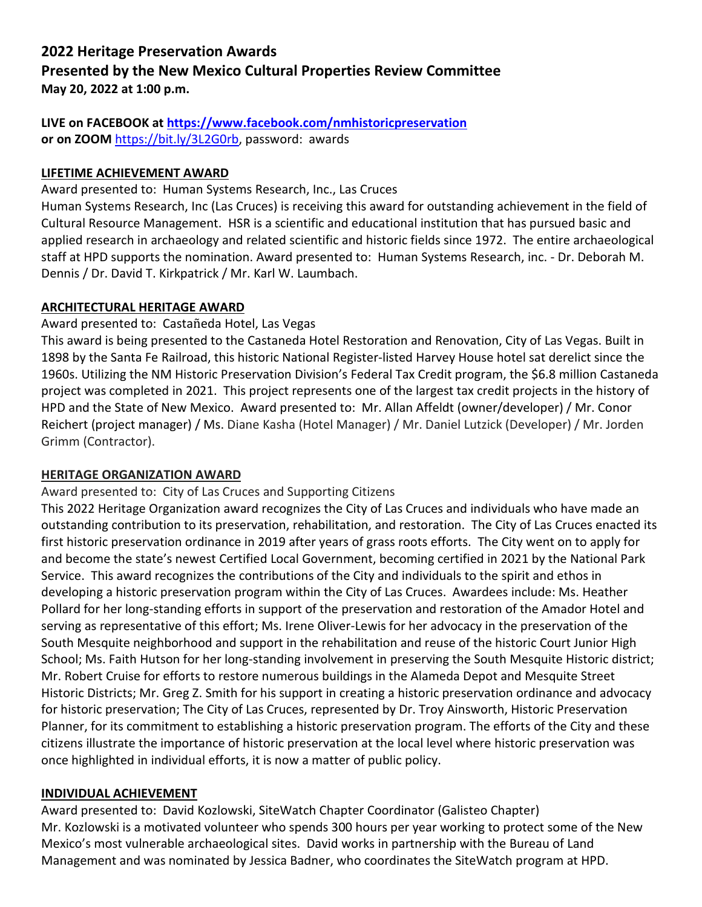# 2022 Heritage Preservation Awards
# Presented by the New Mexico Cultural Properties Review Committee
**May 20, 2022 at 1:00 p.m.**

**LIVE on FACEBOOK at [https://www.facebook.com/nmhistoricpreservation](https://www.facebook.com/nmhistoricpreservation)**
**or on ZOOM** [https://bit.ly/3L2G0rb](https://bit.ly/3L2G0rb), password: awards

## LIFETIME ACHIEVEMENT AWARD

Award presented to: Human Systems Research, Inc., Las Cruces
Human Systems Research, Inc (Las Cruces) is receiving this award for outstanding achievement in the field of Cultural Resource Management. HSR is a scientific and educational institution that has pursued basic and applied research in archaeology and related scientific and historic fields since 1972. The entire archaeological staff at HPD supports the nomination. Award presented to: Human Systems Research, inc. - Dr. Deborah M. Dennis / Dr. David T. Kirkpatrick / Mr. Karl W. Laumbach.

## ARCHITECTURAL HERITAGE AWARD

Award presented to: Castañeda Hotel, Las Vegas
This award is being presented to the Castaneda Hotel Restoration and Renovation, City of Las Vegas. Built in 1898 by the Santa Fe Railroad, this historic National Register-listed Harvey House hotel sat derelict since the 1960s. Utilizing the NM Historic Preservation Division's Federal Tax Credit program, the $6.8 million Castaneda project was completed in 2021. This project represents one of the largest tax credit projects in the history of HPD and the State of New Mexico. Award presented to: Mr. Allan Affeldt (owner/developer) / Mr. Conor Reichert (project manager) / Ms. Diane Kasha (Hotel Manager) / Mr. Daniel Lutzick (Developer) / Mr. Jorden Grimm (Contractor).

## HERITAGE ORGANIZATION AWARD

Award presented to: City of Las Cruces and Supporting Citizens
This 2022 Heritage Organization award recognizes the City of Las Cruces and individuals who have made an outstanding contribution to its preservation, rehabilitation, and restoration. The City of Las Cruces enacted its first historic preservation ordinance in 2019 after years of grass roots efforts. The City went on to apply for and become the state's newest Certified Local Government, becoming certified in 2021 by the National Park Service. This award recognizes the contributions of the City and individuals to the spirit and ethos in developing a historic preservation program within the City of Las Cruces. Awardees include: Ms. Heather Pollard for her long-standing efforts in support of the preservation and restoration of the Amador Hotel and serving as representative of this effort; Ms. Irene Oliver-Lewis for her advocacy in the preservation of the South Mesquite neighborhood and support in the rehabilitation and reuse of the historic Court Junior High School; Ms. Faith Hutson for her long-standing involvement in preserving the South Mesquite Historic district; Mr. Robert Cruise for efforts to restore numerous buildings in the Alameda Depot and Mesquite Street Historic Districts; Mr. Greg Z. Smith for his support in creating a historic preservation ordinance and advocacy for historic preservation; The City of Las Cruces, represented by Dr. Troy Ainsworth, Historic Preservation Planner, for its commitment to establishing a historic preservation program. The efforts of the City and these citizens illustrate the importance of historic preservation at the local level where historic preservation was once highlighted in individual efforts, it is now a matter of public policy.

## INDIVIDUAL ACHIEVEMENT

Award presented to: David Kozlowski, SiteWatch Chapter Coordinator (Galisteo Chapter)
Mr. Kozlowski is a motivated volunteer who spends 300 hours per year working to protect some of the New Mexico's most vulnerable archaeological sites. David works in partnership with the Bureau of Land Management and was nominated by Jessica Badner, who coordinates the SiteWatch program at HPD.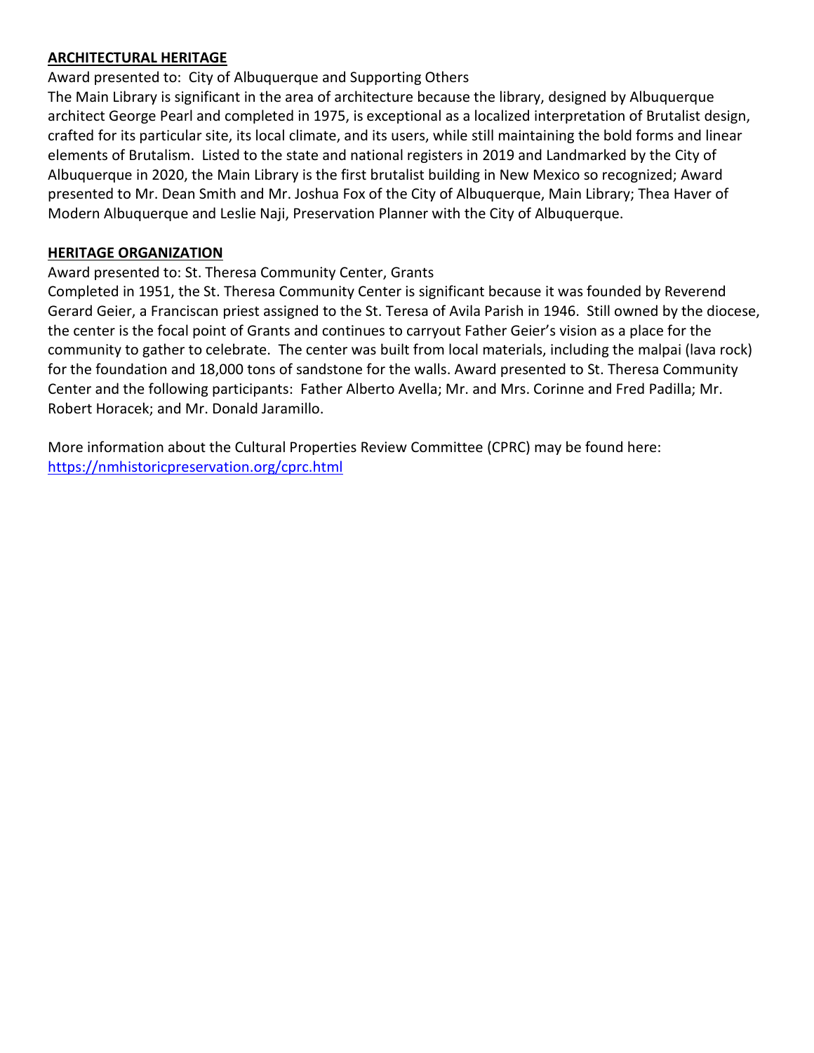**ARCHITECTURAL HERITAGE**

Award presented to: City of Albuquerque and Supporting Others

The Main Library is significant in the area of architecture because the library, designed by Albuquerque architect George Pearl and completed in 1975, is exceptional as a localized interpretation of Brutalist design, crafted for its particular site, its local climate, and its users, while still maintaining the bold forms and linear elements of Brutalism. Listed to the state and national registers in 2019 and Landmarked by the City of Albuquerque in 2020, the Main Library is the first brutalist building in New Mexico so recognized; Award presented to Mr. Dean Smith and Mr. Joshua Fox of the City of Albuquerque, Main Library; Thea Haver of Modern Albuquerque and Leslie Naji, Preservation Planner with the City of Albuquerque.

**HERITAGE ORGANIZATION**

Award presented to: St. Theresa Community Center, Grants

Completed in 1951, the St. Theresa Community Center is significant because it was founded by Reverend Gerard Geier, a Franciscan priest assigned to the St. Teresa of Avila Parish in 1946. Still owned by the diocese, the center is the focal point of Grants and continues to carryout Father Geier's vision as a place for the community to gather to celebrate. The center was built from local materials, including the malpai (lava rock) for the foundation and 18,000 tons of sandstone for the walls. Award presented to St. Theresa Community Center and the following participants: Father Alberto Avella; Mr. and Mrs. Corinne and Fred Padilla; Mr. Robert Horacek; and Mr. Donald Jaramillo.

More information about the Cultural Properties Review Committee (CPRC) may be found here: https://nmhistoricpreservation.org/cprc.html